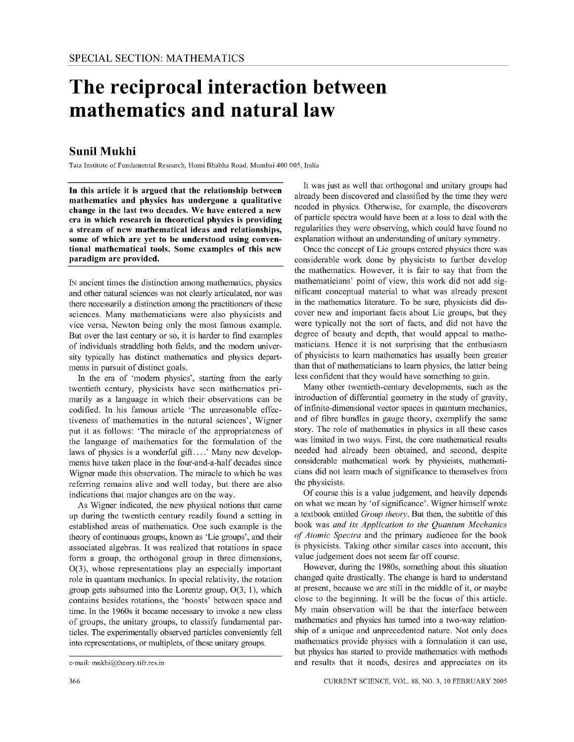SPECIAL SECTION: MATHEMATICS

# The reciprocal interaction between mathematics and natural law

## Sunil Mukhi

Tata Institute of Fundamental Research, Homi Bhabha Road, Mumbai 400 005, India

**In this article it is argued that the relationship between mathematics and physics has undergone a qualitative change in the last two decades. We have entered a new era in which research in theoretical physics is providing a stream of new mathematical ideas and relationships, some of which are yet to be understood using conventional mathematical tools. Some examples of this new paradigm are provided.**

IN ancient times the distinction among mathematics, physics and other natural sciences was not clearly articulated, nor was there necessarily a distinction among the practitioners of these sciences. Many mathematicians were also physicists and vice versa, Newton being only the most famous example. But over the last century or so, it is harder to find examples of individuals straddling both fields, and the modern university typically has distinct mathematics and physics departments in pursuit of distinct goals.

In the era of 'modern physics', starting from the early twentieth century, physicists have seen mathematics primarily as a language in which their observations can be codified. In his famous article 'The unreasonable effectiveness of mathematics in the natural sciences', Wigner put it as follows: 'The miracle of the appropriateness of the language of mathematics for the formulation of the laws of physics is a wonderful gift....' Many new developments have taken place in the four-and-a-half decades since Wigner made this observation. The miracle to which he was referring remains alive and well today, but there are also indications that major changes are on the way.

As Wigner indicated, the new physical notions that came up during the twentieth century readily found a setting in established areas of mathematics. One such example is the theory of continuous groups, known as 'Lie groups', and their associated algebras. It was realized that rotations in space form a group, the orthogonal group in three dimensions, O(3), whose representations play an especially important role in quantum mechanics. In special relativity, the rotation group gets subsumed into the Lorentz group, O(3, 1), which contains besides rotations, the 'boosts' between space and time. In the 1960s it became necessary to invoke a new class of groups, the unitary groups, to classify fundamental particles. The experimentally observed particles conveniently fell into representations, or multiplets, of these unitary groups.

It was just as well that orthogonal and unitary groups had already been discovered and classified by the time they were needed in physics. Otherwise, for example, the discoverers of particle spectra would have been at a loss to deal with the regularities they were observing, which could have found no explanation without an understanding of unitary symmetry.

Once the concept of Lie groups entered physics there was considerable work done by physicists to further develop the mathematics. However, it is fair to say that from the mathematicians' point of view, this work did not add significant conceptual material to what was already present in the mathematics literature. To be sure, physicists did discover new and important facts about Lie groups, but they were typically not the sort of facts, and did not have the degree of beauty and depth, that would appeal to mathematicians. Hence it is not surprising that the enthusiasm of physicists to learn mathematics has usually been greater than that of mathematicians to learn physics, the latter being less confident that they would have something to gain.

Many other twentieth-century developments, such as the introduction of differential geometry in the study of gravity, of infinite-dimensional vector spaces in quantum mechanics, and of fibre bundles in gauge theory, exemplify the same story. The role of mathematics in physics in all these cases was limited in two ways. First, the core mathematical results needed had already been obtained, and second, despite considerable mathematical work by physicists, mathematicians did not learn much of significance to themselves from the physicists.

Of course this is a value judgement, and heavily depends on what we mean by 'of significance'. Wigner himself wrote a textbook entitled *Group theory*. But then, the subtitle of this book was *and its Application to the Quantum Mechanics of Atomic Spectra* and the primary audience for the book is physicists. Taking other similar cases into account, this value judgement does not seem far off course.

However, during the 1980s, something about this situation changed quite drastically. The change is hard to understand at present, because we are still in the middle of it, or maybe close to the beginning. It will be the focus of this article. My main observation will be that the interface between mathematics and physics has turned into a two-way relationship of a unique and unprecedented nature. Not only does mathematics provide physics with a formulation it can use, but physics has started to provide mathematics with methods and results that it needs, desires and appreciates on its

e-mail: mukhi@theory.tifr.res.in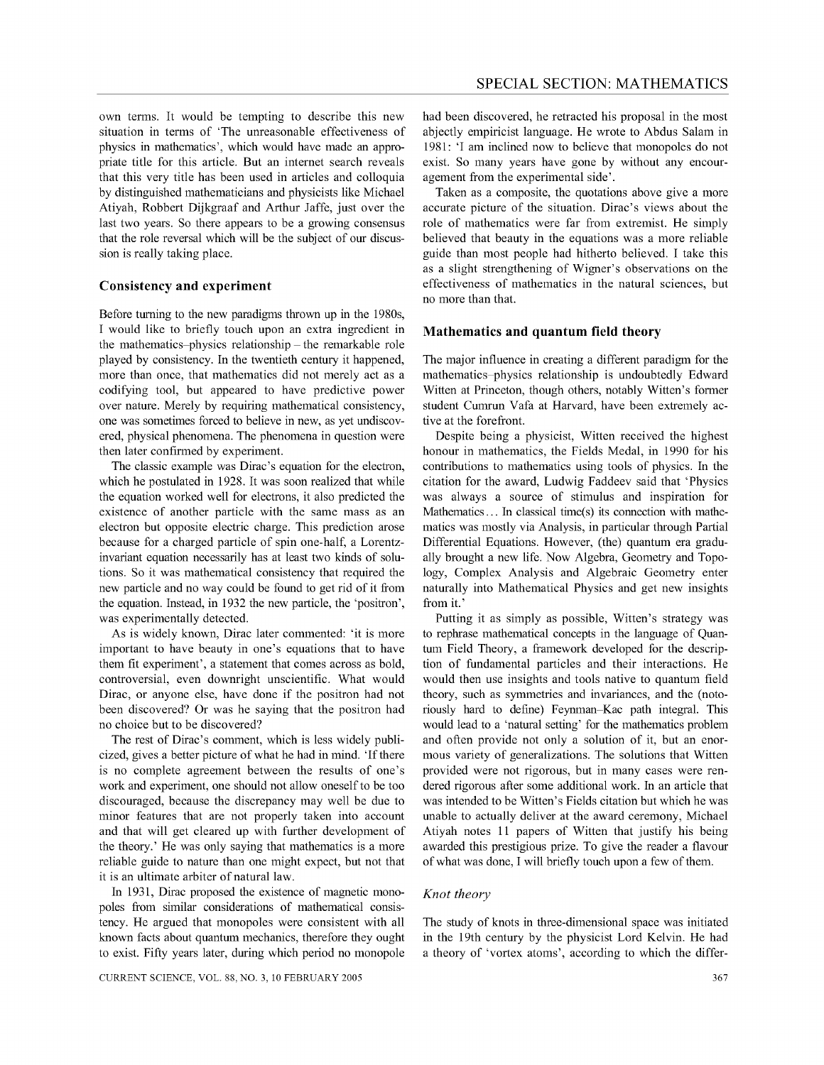own terms. It would be tempting to describe this new situation in terms of 'The unreasonable effectiveness of physics in mathematics', which would have made an appropriate title for this article. But an internet search reveals that this very title has been used in articles and colloquia by distinguished mathematicians and physicists like Michael Atiyah, Robbert Dijkgraaf and Arthur Jaffe, just over the last two years. So there appears to be a growing consensus that the role reversal which will be the subject of our discussion is really taking place.

## Consistency and experiment

Before turning to the new paradigms thrown up in the 1980s, I would like to briefly touch upon an extra ingredient in the mathematics–physics relationship – the remarkable role played by consistency. In the twentieth century it happened, more than once, that mathematics did not merely act as a codifying tool, but appeared to have predictive power over nature. Merely by requiring mathematical consistency, one was sometimes forced to believe in new, as yet undiscovered, physical phenomena. The phenomena in question were then later confirmed by experiment.

The classic example was Dirac's equation for the electron, which he postulated in 1928. It was soon realized that while the equation worked well for electrons, it also predicted the existence of another particle with the same mass as an electron but opposite electric charge. This prediction arose because for a charged particle of spin one-half, a Lorentz-invariant equation necessarily has at least two kinds of solutions. So it was mathematical consistency that required the new particle and no way could be found to get rid of it from the equation. Instead, in 1932 the new particle, the 'positron', was experimentally detected.

As is widely known, Dirac later commented: 'it is more important to have beauty in one's equations that to have them fit experiment', a statement that comes across as bold, controversial, even downright unscientific. What would Dirac, or anyone else, have done if the positron had not been discovered? Or was he saying that the positron had no choice but to be discovered?

The rest of Dirac's comment, which is less widely publicized, gives a better picture of what he had in mind. 'If there is no complete agreement between the results of one's work and experiment, one should not allow oneself to be too discouraged, because the discrepancy may well be due to minor features that are not properly taken into account and that will get cleared up with further development of the theory.' He was only saying that mathematics is a more reliable guide to nature than one might expect, but not that it is an ultimate arbiter of natural law.

In 1931, Dirac proposed the existence of magnetic monopoles from similar considerations of mathematical consistency. He argued that monopoles were consistent with all known facts about quantum mechanics, therefore they ought to exist. Fifty years later, during which period no monopole had been discovered, he retracted his proposal in the most abjectly empiricist language. He wrote to Abdus Salam in 1981: 'I am inclined now to believe that monopoles do not exist. So many years have gone by without any encouragement from the experimental side'.

Taken as a composite, the quotations above give a more accurate picture of the situation. Dirac's views about the role of mathematics were far from extremist. He simply believed that beauty in the equations was a more reliable guide than most people had hitherto believed. I take this as a slight strengthening of Wigner's observations on the effectiveness of mathematics in the natural sciences, but no more than that.

## Mathematics and quantum field theory

The major influence in creating a different paradigm for the mathematics–physics relationship is undoubtedly Edward Witten at Princeton, though others, notably Witten's former student Cumrun Vafa at Harvard, have been extremely active at the forefront.

Despite being a physicist, Witten received the highest honour in mathematics, the Fields Medal, in 1990 for his contributions to mathematics using tools of physics. In the citation for the award, Ludwig Faddeev said that 'Physics was always a source of stimulus and inspiration for Mathematics… In classical time(s) its connection with mathematics was mostly via Analysis, in particular through Partial Differential Equations. However, (the) quantum era gradually brought a new life. Now Algebra, Geometry and Topology, Complex Analysis and Algebraic Geometry enter naturally into Mathematical Physics and get new insights from it.'

Putting it as simply as possible, Witten's strategy was to rephrase mathematical concepts in the language of Quantum Field Theory, a framework developed for the description of fundamental particles and their interactions. He would then use insights and tools native to quantum field theory, such as symmetries and invariances, and the (notoriously hard to define) Feynman–Kac path integral. This would lead to a 'natural setting' for the mathematics problem and often provide not only a solution of it, but an enormous variety of generalizations. The solutions that Witten provided were not rigorous, but in many cases were rendered rigorous after some additional work. In an article that was intended to be Witten's Fields citation but which he was unable to actually deliver at the award ceremony, Michael Atiyah notes 11 papers of Witten that justify his being awarded this prestigious prize. To give the reader a flavour of what was done, I will briefly touch upon a few of them.

### *Knot theory*

The study of knots in three-dimensional space was initiated in the 19th century by the physicist Lord Kelvin. He had a theory of 'vortex atoms', according to which the differ-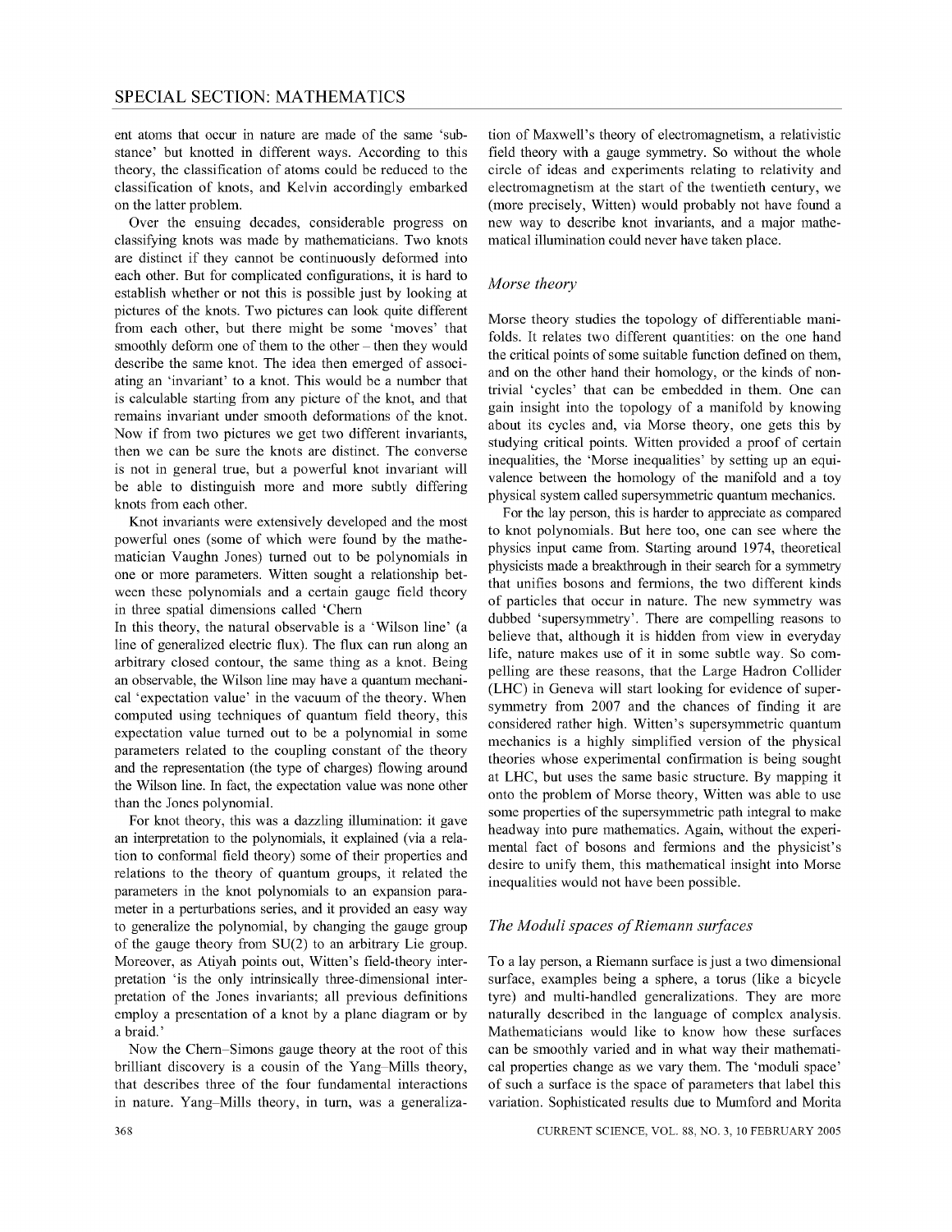ent atoms that occur in nature are made of the same 'substance' but knotted in different ways. According to this theory, the classification of atoms could be reduced to the classification of knots, and Kelvin accordingly embarked on the latter problem.

Over the ensuing decades, considerable progress on classifying knots was made by mathematicians. Two knots are distinct if they cannot be continuously deformed into each other. But for complicated configurations, it is hard to establish whether or not this is possible just by looking at pictures of the knots. Two pictures can look quite different from each other, but there might be some 'moves' that smoothly deform one of them to the other – then they would describe the same knot. The idea then emerged of associating an 'invariant' to a knot. This would be a number that is calculable starting from any picture of the knot, and that remains invariant under smooth deformations of the knot. Now if from two pictures we get two different invariants, then we can be sure the knots are distinct. The converse is not in general true, but a powerful knot invariant will be able to distinguish more and more subtly differing knots from each other.

Knot invariants were extensively developed and the most powerful ones (some of which were found by the mathematician Vaughn Jones) turned out to be polynomials in one or more parameters. Witten sought a relationship between these polynomials and a certain gauge field theory in three spatial dimensions called 'Chern
In this theory, the natural observable is a 'Wilson line' (a line of generalized electric flux). The flux can run along an arbitrary closed contour, the same thing as a knot. Being an observable, the Wilson line may have a quantum mechanical 'expectation value' in the vacuum of the theory. When computed using techniques of quantum field theory, this expectation value turned out to be a polynomial in some parameters related to the coupling constant of the theory and the representation (the type of charges) flowing around the Wilson line. In fact, the expectation value was none other than the Jones polynomial.

For knot theory, this was a dazzling illumination: it gave an interpretation to the polynomials, it explained (via a relation to conformal field theory) some of their properties and relations to the theory of quantum groups, it related the parameters in the knot polynomials to an expansion parameter in a perturbations series, and it provided an easy way to generalize the polynomial, by changing the gauge group of the gauge theory from SU(2) to an arbitrary Lie group. Moreover, as Atiyah points out, Witten's field-theory interpretation 'is the only intrinsically three-dimensional interpretation of the Jones invariants; all previous definitions employ a presentation of a knot by a plane diagram or by a braid.'

Now the Chern–Simons gauge theory at the root of this brilliant discovery is a cousin of the Yang–Mills theory, that describes three of the four fundamental interactions in nature. Yang–Mills theory, in turn, was a generalization of Maxwell's theory of electromagnetism, a relativistic field theory with a gauge symmetry. So without the whole circle of ideas and experiments relating to relativity and electromagnetism at the start of the twentieth century, we (more precisely, Witten) would probably not have found a new way to describe knot invariants, and a major mathematical illumination could never have taken place.

### *Morse theory*

Morse theory studies the topology of differentiable manifolds. It relates two different quantities: on the one hand the critical points of some suitable function defined on them, and on the other hand their homology, or the kinds of nontrivial 'cycles' that can be embedded in them. One can gain insight into the topology of a manifold by knowing about its cycles and, via Morse theory, one gets this by studying critical points. Witten provided a proof of certain inequalities, the 'Morse inequalities' by setting up an equivalence between the homology of the manifold and a toy physical system called supersymmetric quantum mechanics.

For the lay person, this is harder to appreciate as compared to knot polynomials. But here too, one can see where the physics input came from. Starting around 1974, theoretical physicists made a breakthrough in their search for a symmetry that unifies bosons and fermions, the two different kinds of particles that occur in nature. The new symmetry was dubbed 'supersymmetry'. There are compelling reasons to believe that, although it is hidden from view in everyday life, nature makes use of it in some subtle way. So compelling are these reasons, that the Large Hadron Collider (LHC) in Geneva will start looking for evidence of supersymmetry from 2007 and the chances of finding it are considered rather high. Witten's supersymmetric quantum mechanics is a highly simplified version of the physical theories whose experimental confirmation is being sought at LHC, but uses the same basic structure. By mapping it onto the problem of Morse theory, Witten was able to use some properties of the supersymmetric path integral to make headway into pure mathematics. Again, without the experimental fact of bosons and fermions and the physicist's desire to unify them, this mathematical insight into Morse inequalities would not have been possible.

### *The Moduli spaces of Riemann surfaces*

To a lay person, a Riemann surface is just a two dimensional surface, examples being a sphere, a torus (like a bicycle tyre) and multi-handled generalizations. They are more naturally described in the language of complex analysis. Mathematicians would like to know how these surfaces can be smoothly varied and in what way their mathematical properties change as we vary them. The 'moduli space' of such a surface is the space of parameters that label this variation. Sophisticated results due to Mumford and Morita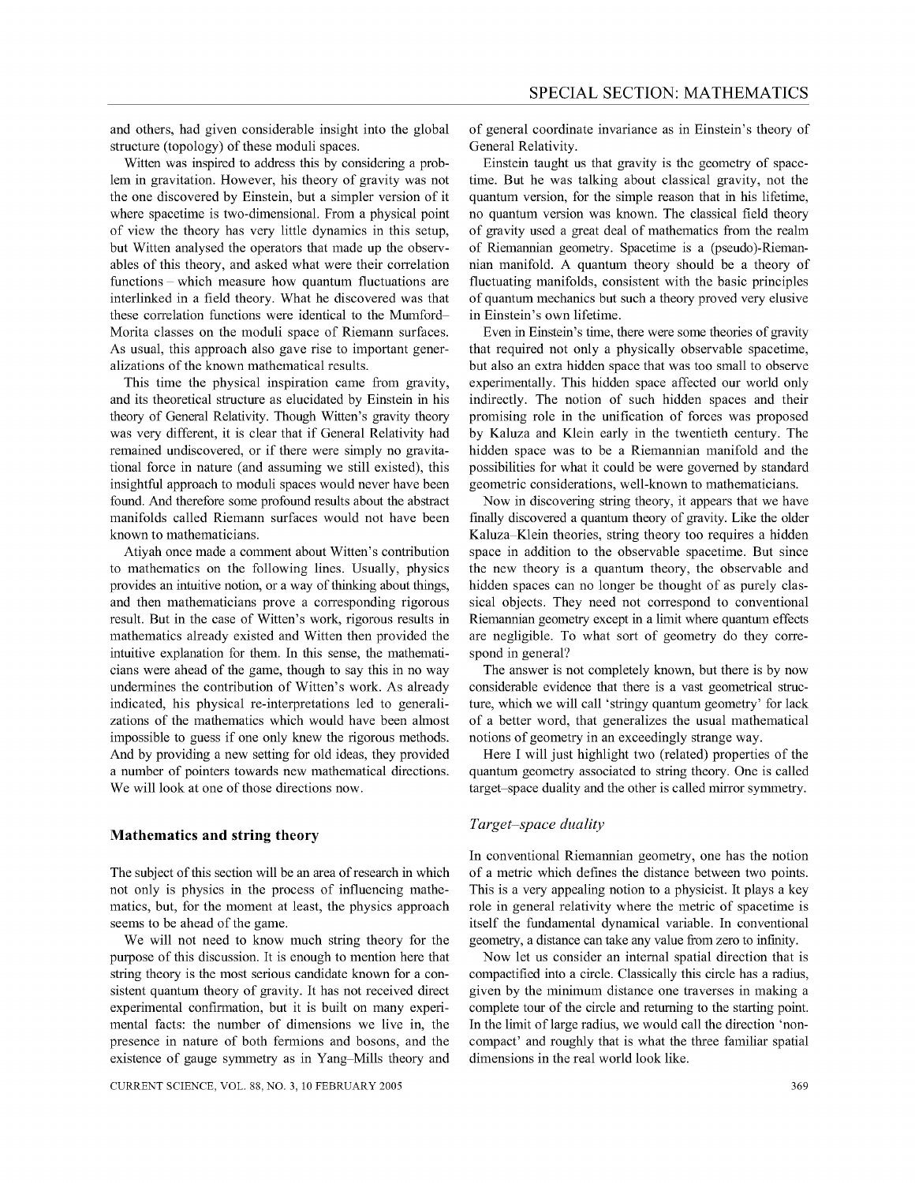and others, had given considerable insight into the global structure (topology) of these moduli spaces.

Witten was inspired to address this by considering a problem in gravitation. However, his theory of gravity was not the one discovered by Einstein, but a simpler version of it where spacetime is two-dimensional. From a physical point of view the theory has very little dynamics in this setup, but Witten analysed the operators that made up the observables of this theory, and asked what were their correlation functions – which measure how quantum fluctuations are interlinked in a field theory. What he discovered was that these correlation functions were identical to the Mumford–Morita classes on the moduli space of Riemann surfaces. As usual, this approach also gave rise to important generalizations of the known mathematical results.

This time the physical inspiration came from gravity, and its theoretical structure as elucidated by Einstein in his theory of General Relativity. Though Witten's gravity theory was very different, it is clear that if General Relativity had remained undiscovered, or if there were simply no gravitational force in nature (and assuming we still existed), this insightful approach to moduli spaces would never have been found. And therefore some profound results about the abstract manifolds called Riemann surfaces would not have been known to mathematicians.

Atiyah once made a comment about Witten's contribution to mathematics on the following lines. Usually, physics provides an intuitive notion, or a way of thinking about things, and then mathematicians prove a corresponding rigorous result. But in the case of Witten's work, rigorous results in mathematics already existed and Witten then provided the intuitive explanation for them. In this sense, the mathematicians were ahead of the game, though to say this in no way undermines the contribution of Witten's work. As already indicated, his physical re-interpretations led to generalizations of the mathematics which would have been almost impossible to guess if one only knew the rigorous methods. And by providing a new setting for old ideas, they provided a number of pointers towards new mathematical directions. We will look at one of those directions now.

## Mathematics and string theory

The subject of this section will be an area of research in which not only is physics in the process of influencing mathematics, but, for the moment at least, the physics approach seems to be ahead of the game.

We will not need to know much string theory for the purpose of this discussion. It is enough to mention here that string theory is the most serious candidate known for a consistent quantum theory of gravity. It has not received direct experimental confirmation, but it is built on many experimental facts: the number of dimensions we live in, the presence in nature of both fermions and bosons, and the existence of gauge symmetry as in Yang–Mills theory and of general coordinate invariance as in Einstein's theory of General Relativity.

Einstein taught us that gravity is the geometry of spacetime. But he was talking about classical gravity, not the quantum version, for the simple reason that in his lifetime, no quantum version was known. The classical field theory of gravity used a great deal of mathematics from the realm of Riemannian geometry. Spacetime is a (pseudo)-Riemannian manifold. A quantum theory should be a theory of fluctuating manifolds, consistent with the basic principles of quantum mechanics but such a theory proved very elusive in Einstein's own lifetime.

Even in Einstein's time, there were some theories of gravity that required not only a physically observable spacetime, but also an extra hidden space that was too small to observe experimentally. This hidden space affected our world only indirectly. The notion of such hidden spaces and their promising role in the unification of forces was proposed by Kaluza and Klein early in the twentieth century. The hidden space was to be a Riemannian manifold and the possibilities for what it could be were governed by standard geometric considerations, well-known to mathematicians.

Now in discovering string theory, it appears that we have finally discovered a quantum theory of gravity. Like the older Kaluza–Klein theories, string theory too requires a hidden space in addition to the observable spacetime. But since the new theory is a quantum theory, the observable and hidden spaces can no longer be thought of as purely classical objects. They need not correspond to conventional Riemannian geometry except in a limit where quantum effects are negligible. To what sort of geometry do they correspond in general?

The answer is not completely known, but there is by now considerable evidence that there is a vast geometrical structure, which we will call 'stringy quantum geometry' for lack of a better word, that generalizes the usual mathematical notions of geometry in an exceedingly strange way.

Here I will just highlight two (related) properties of the quantum geometry associated to string theory. One is called target–space duality and the other is called mirror symmetry.

### *Target–space duality*

In conventional Riemannian geometry, one has the notion of a metric which defines the distance between two points. This is a very appealing notion to a physicist. It plays a key role in general relativity where the metric of spacetime is itself the fundamental dynamical variable. In conventional geometry, a distance can take any value from zero to infinity.

Now let us consider an internal spatial direction that is compactified into a circle. Classically this circle has a radius, given by the minimum distance one traverses in making a complete tour of the circle and returning to the starting point. In the limit of large radius, we would call the direction 'non-compact' and roughly that is what the three familiar spatial dimensions in the real world look like.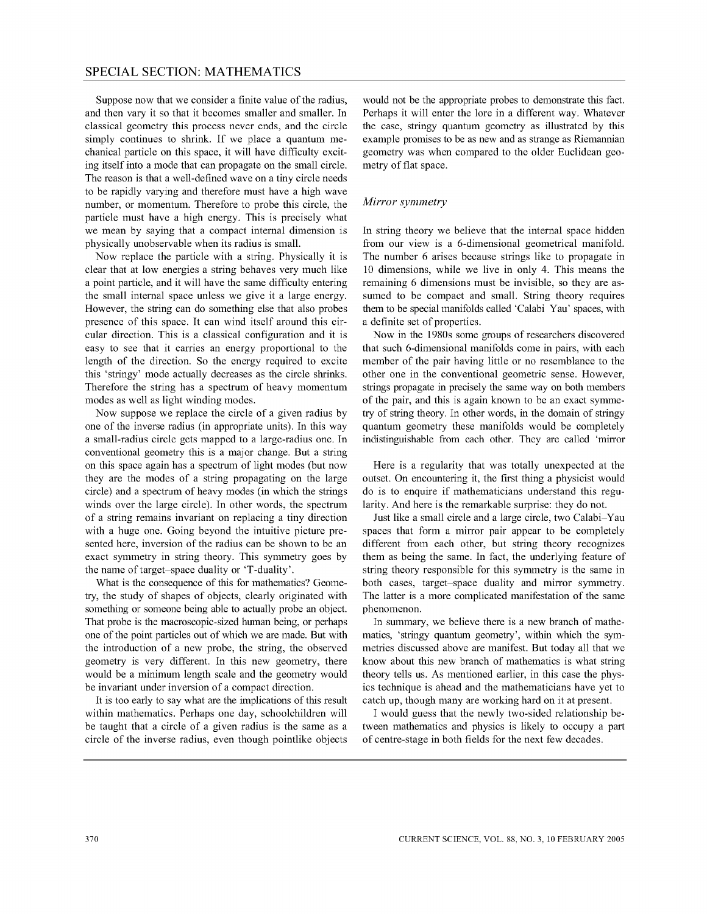Suppose now that we consider a finite value of the radius, and then vary it so that it becomes smaller and smaller. In classical geometry this process never ends, and the circle simply continues to shrink. If we place a quantum mechanical particle on this space, it will have difficulty exciting itself into a mode that can propagate on the small circle. The reason is that a well-defined wave on a tiny circle needs to be rapidly varying and therefore must have a high wave number, or momentum. Therefore to probe this circle, the particle must have a high energy. This is precisely what we mean by saying that a compact internal dimension is physically unobservable when its radius is small.

Now replace the particle with a string. Physically it is clear that at low energies a string behaves very much like a point particle, and it will have the same difficulty entering the small internal space unless we give it a large energy. However, the string can do something else that also probes presence of this space. It can wind itself around this circular direction. This is a classical configuration and it is easy to see that it carries an energy proportional to the length of the direction. So the energy required to excite this 'stringy' mode actually decreases as the circle shrinks. Therefore the string has a spectrum of heavy momentum modes as well as light winding modes.

Now suppose we replace the circle of a given radius by one of the inverse radius (in appropriate units). In this way a small-radius circle gets mapped to a large-radius one. In conventional geometry this is a major change. But a string on this space again has a spectrum of light modes (but now they are the modes of a string propagating on the large circle) and a spectrum of heavy modes (in which the strings winds over the large circle). In other words, the spectrum of a string remains invariant on replacing a tiny direction with a huge one. Going beyond the intuitive picture presented here, inversion of the radius can be shown to be an exact symmetry in string theory. This symmetry goes by the name of target–space duality or 'T-duality'.

What is the consequence of this for mathematics? Geometry, the study of shapes of objects, clearly originated with something or someone being able to actually probe an object. That probe is the macroscopic-sized human being, or perhaps one of the point particles out of which we are made. But with the introduction of a new probe, the string, the observed geometry is very different. In this new geometry, there would be a minimum length scale and the geometry would be invariant under inversion of a compact direction.

It is too early to say what are the implications of this result within mathematics. Perhaps one day, schoolchildren will be taught that a circle of a given radius is the same as a circle of the inverse radius, even though pointlike objects would not be the appropriate probes to demonstrate this fact. Perhaps it will enter the lore in a different way. Whatever the case, stringy quantum geometry as illustrated by this example promises to be as new and as strange as Riemannian geometry was when compared to the older Euclidean geometry of flat space.

### *Mirror symmetry*

In string theory we believe that the internal space hidden from our view is a 6-dimensional geometrical manifold. The number 6 arises because strings like to propagate in 10 dimensions, while we live in only 4. This means the remaining 6 dimensions must be invisible, so they are assumed to be compact and small. String theory requires them to be special manifolds called 'Calabi Yau' spaces, with a definite set of properties.

Now in the 1980s some groups of researchers discovered that such 6-dimensional manifolds come in pairs, with each member of the pair having little or no resemblance to the other one in the conventional geometric sense. However, strings propagate in precisely the same way on both members of the pair, and this is again known to be an exact symmetry of string theory. In other words, in the domain of stringy quantum geometry these manifolds would be completely indistinguishable from each other. They are called 'mirror

Here is a regularity that was totally unexpected at the outset. On encountering it, the first thing a physicist would do is to enquire if mathematicians understand this regularity. And here is the remarkable surprise: they do not.

Just like a small circle and a large circle, two Calabi–Yau spaces that form a mirror pair appear to be completely different from each other, but string theory recognizes them as being the same. In fact, the underlying feature of string theory responsible for this symmetry is the same in both cases, target–space duality and mirror symmetry. The latter is a more complicated manifestation of the same phenomenon.

In summary, we believe there is a new branch of mathematics, 'stringy quantum geometry', within which the symmetries discussed above are manifest. But today all that we know about this new branch of mathematics is what string theory tells us. As mentioned earlier, in this case the physics technique is ahead and the mathematicians have yet to catch up, though many are working hard on it at present.

I would guess that the newly two-sided relationship between mathematics and physics is likely to occupy a part of centre-stage in both fields for the next few decades.